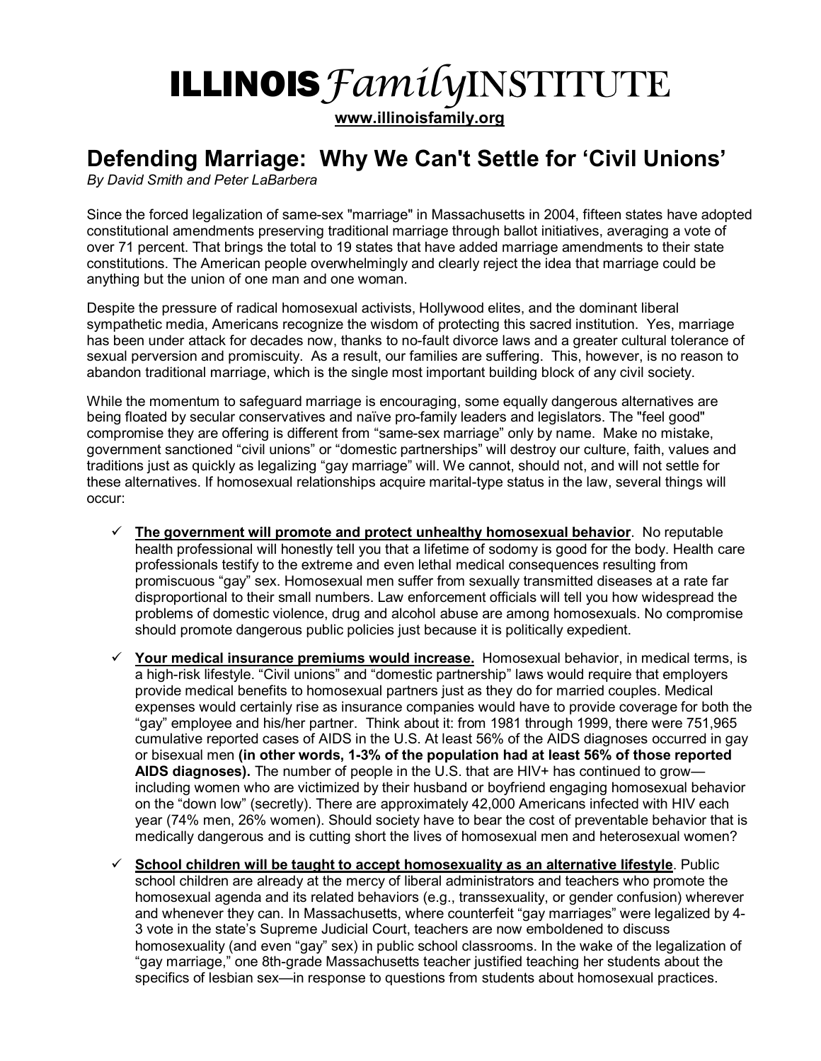# ILLINOIS *Family* INSTITUTE

**www.illinoisfamily.org**

## Defending Marriage: Why We Can't Settle for 'Civil Unions'

*By David Smith and Peter LaBarbera*

Since the forced legalization of same-sex "marriage" in Massachusetts in 2004, fifteen states have adopted constitutional amendments preserving traditional marriage through ballot initiatives, averaging a vote of over 71 percent. That brings the total to 19 states that have added marriage amendments to their state constitutions. The American people overwhelmingly and clearly reject the idea that marriage could be anything but the union of one man and one woman.

Despite the pressure of radical homosexual activists, Hollywood elites, and the dominant liberal sympathetic media, Americans recognize the wisdom of protecting this sacred institution. Yes, marriage has been under attack for decades now, thanks to no-fault divorce laws and a greater cultural tolerance of sexual perversion and promiscuity. As a result, our families are suffering. This, however, is no reason to abandon traditional marriage, which is the single most important building block of any civil society.

While the momentum to safeguard marriage is encouraging, some equally dangerous alternatives are being floated by secular conservatives and naïve pro-family leaders and legislators. The "feel good" compromise they are offering is different from "same-sex marriage" only by name. Make no mistake, government sanctioned "civil unions" or "domestic partnerships" will destroy our culture, faith, values and traditions just as quickly as legalizing "gay marriage" will. We cannot, should not, and will not settle for these alternatives. If homosexual relationships acquire marital-type status in the law, several things will occur:

- ✓ **The government will promote and protect unhealthy homosexual behavior**. No reputable health professional will honestly tell you that a lifetime of sodomy is good for the body. Health care professionals testify to the extreme and even lethal medical consequences resulting from promiscuous "gay" sex. Homosexual men suffer from sexually transmitted diseases at a rate far disproportional to their small numbers. Law enforcement officials will tell you how widespread the problems of domestic violence, drug and alcohol abuse are among homosexuals. No compromise should promote dangerous public policies just because it is politically expedient.

- ✓ **Your medical insurance premiums would increase.** Homosexual behavior, in medical terms, is a high-risk lifestyle. "Civil unions" and "domestic partnership" laws would require that employers provide medical benefits to homosexual partners just as they do for married couples. Medical expenses would certainly rise as insurance companies would have to provide coverage for both the "gay" employee and his/her partner. Think about it: from 1981 through 1999, there were 751,965 cumulative reported cases of AIDS in the U.S. At least 56% of the AIDS diagnoses occurred in gay or bisexual men **(in other words, 1-3% of the population had at least 56% of those reported AIDS diagnoses).** The number of people in the U.S. that are HIV+ has continued to grow—including women who are victimized by their husband or boyfriend engaging homosexual behavior on the "down low" (secretly). There are approximately 42,000 Americans infected with HIV each year (74% men, 26% women). Should society have to bear the cost of preventable behavior that is medically dangerous and is cutting short the lives of homosexual men and heterosexual women?

- ✓ **School children will be taught to accept homosexuality as an alternative lifestyle**. Public school children are already at the mercy of liberal administrators and teachers who promote the homosexual agenda and its related behaviors (e.g., transsexuality, or gender confusion) wherever and whenever they can. In Massachusetts, where counterfeit "gay marriages" were legalized by 4-3 vote in the state's Supreme Judicial Court, teachers are now emboldened to discuss homosexuality (and even "gay" sex) in public school classrooms. In the wake of the legalization of "gay marriage," one 8th-grade Massachusetts teacher justified teaching her students about the specifics of lesbian sex—in response to questions from students about homosexual practices.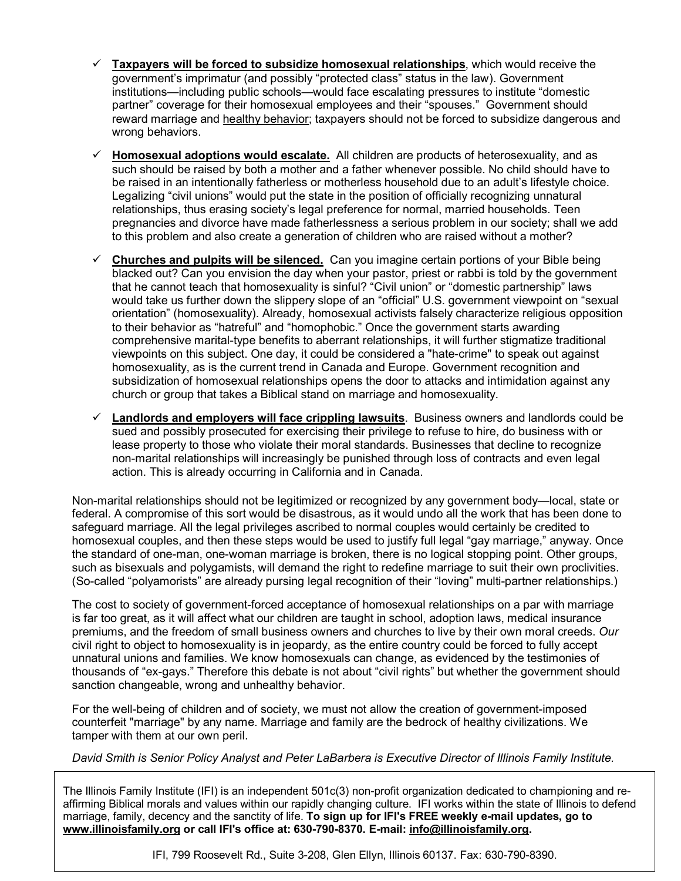- ✓ **<u>Taxpayers will be forced to subsidize homosexual relationships</u>**, which would receive the government's imprimatur (and possibly "protected class" status in the law). Government institutions—including public schools—would face escalating pressures to institute "domestic partner" coverage for their homosexual employees and their "spouses." Government should reward marriage and <u>healthy behavior</u>; taxpayers should not be forced to subsidize dangerous and wrong behaviors.

- ✓ **<u>Homosexual adoptions would escalate.</u>** All children are products of heterosexuality, and as such should be raised by both a mother and a father whenever possible. No child should have to be raised in an intentionally fatherless or motherless household due to an adult's lifestyle choice. Legalizing "civil unions" would put the state in the position of officially recognizing unnatural relationships, thus erasing society's legal preference for normal, married households. Teen pregnancies and divorce have made fatherlessness a serious problem in our society; shall we add to this problem and also create a generation of children who are raised without a mother?

- ✓ **<u>Churches and pulpits will be silenced.</u>** Can you imagine certain portions of your Bible being blacked out? Can you envision the day when your pastor, priest or rabbi is told by the government that he cannot teach that homosexuality is sinful? "Civil union" or "domestic partnership" laws would take us further down the slippery slope of an "official" U.S. government viewpoint on "sexual orientation" (homosexuality). Already, homosexual activists falsely characterize religious opposition to their behavior as "hatreful" and "homophobic." Once the government starts awarding comprehensive marital-type benefits to aberrant relationships, it will further stigmatize traditional viewpoints on this subject. One day, it could be considered a "hate-crime" to speak out against homosexuality, as is the current trend in Canada and Europe. Government recognition and subsidization of homosexual relationships opens the door to attacks and intimidation against any church or group that takes a Biblical stand on marriage and homosexuality.

- ✓ **<u>Landlords and employers will face crippling lawsuits</u>**. Business owners and landlords could be sued and possibly prosecuted for exercising their privilege to refuse to hire, do business with or lease property to those who violate their moral standards. Businesses that decline to recognize non-marital relationships will increasingly be punished through loss of contracts and even legal action. This is already occurring in California and in Canada.

Non-marital relationships should not be legitimized or recognized by any government body—local, state or federal. A compromise of this sort would be disastrous, as it would undo all the work that has been done to safeguard marriage. All the legal privileges ascribed to normal couples would certainly be credited to homosexual couples, and then these steps would be used to justify full legal "gay marriage," anyway. Once the standard of one-man, one-woman marriage is broken, there is no logical stopping point. Other groups, such as bisexuals and polygamists, will demand the right to redefine marriage to suit their own proclivities. (So-called "polyamorists" are already pursing legal recognition of their "loving" multi-partner relationships.)

The cost to society of government-forced acceptance of homosexual relationships on a par with marriage is far too great, as it will affect what our children are taught in school, adoption laws, medical insurance premiums, and the freedom of small business owners and churches to live by their own moral creeds. *Our* civil right to object to homosexuality is in jeopardy, as the entire country could be forced to fully accept unnatural unions and families. We know homosexuals can change, as evidenced by the testimonies of thousands of "ex-gays." Therefore this debate is not about "civil rights" but whether the government should sanction changeable, wrong and unhealthy behavior.

For the well-being of children and of society, we must not allow the creation of government-imposed counterfeit "marriage" by any name. Marriage and family are the bedrock of healthy civilizations. We tamper with them at our own peril.

*David Smith is Senior Policy Analyst and Peter LaBarbera is Executive Director of Illinois Family Institute.*

---

The Illinois Family Institute (IFI) is an independent 501c(3) non-profit organization dedicated to championing and re-affirming Biblical morals and values within our rapidly changing culture. IFI works within the state of Illinois to defend marriage, family, decency and the sanctity of life. **To sign up for IFI's FREE weekly e-mail updates, go to <u>www.illinoisfamily.org</u> or call IFI's office at: 630-790-8370. E-mail: <u>info@illinoisfamily.org</u>.**

IFI, 799 Roosevelt Rd., Suite 3-208, Glen Ellyn, Illinois 60137. Fax: 630-790-8390.